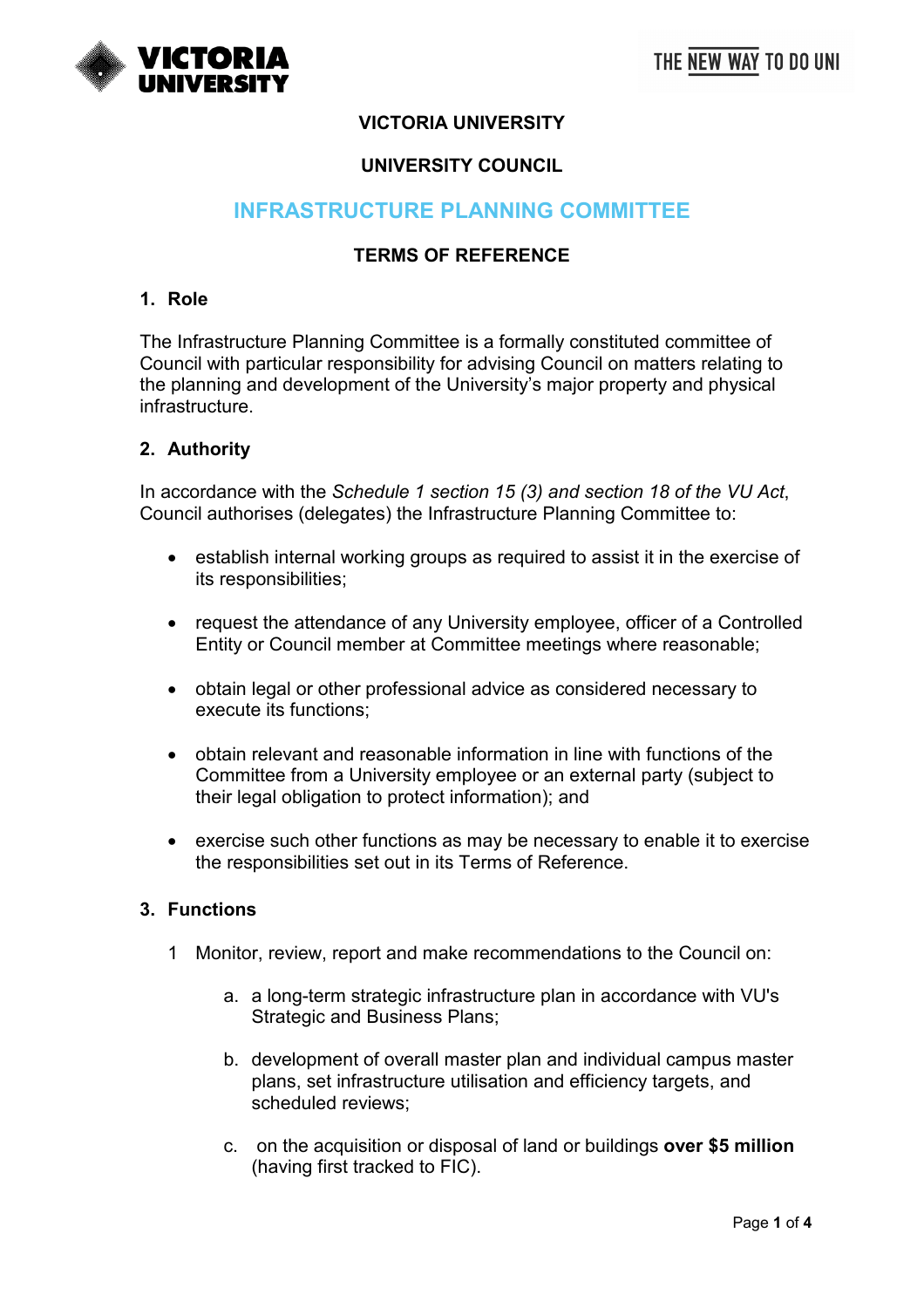# VICTORIA UNIVERSITY

## UNIVERSITY COUNCIL

## INFRASTRUCTURE PLANNING COMMITTEE

## TERMS OF REFERENCE

### 1. Role

The Infrastructure Planning Committee is a formally constituted committee of Council with particular responsibility for advising Council on matters relating to the planning and development of the University's major property and physical infrastructure.

### 2. Authority

In accordance with the *Schedule 1 section 15 (3) and section 18 of the VU Act*, Council authorises (delegates) the Infrastructure Planning Committee to:

- establish internal working groups as required to assist it in the exercise of its responsibilities;
- request the attendance of any University employee, officer of a Controlled Entity or Council member at Committee meetings where reasonable;
- obtain legal or other professional advice as considered necessary to execute its functions;
- obtain relevant and reasonable information in line with functions of the Committee from a University employee or an external party (subject to their legal obligation to protect information); and
- exercise such other functions as may be necessary to enable it to exercise the responsibilities set out in its Terms of Reference.

### 3. Functions

1 Monitor, review, report and make recommendations to the Council on:

   a. a long-term strategic infrastructure plan in accordance with VU's Strategic and Business Plans;

   b. development of overall master plan and individual campus master plans, set infrastructure utilisation and efficiency targets, and scheduled reviews;

   c. on the acquisition or disposal of land or buildings **over $5 million** (having first tracked to FIC).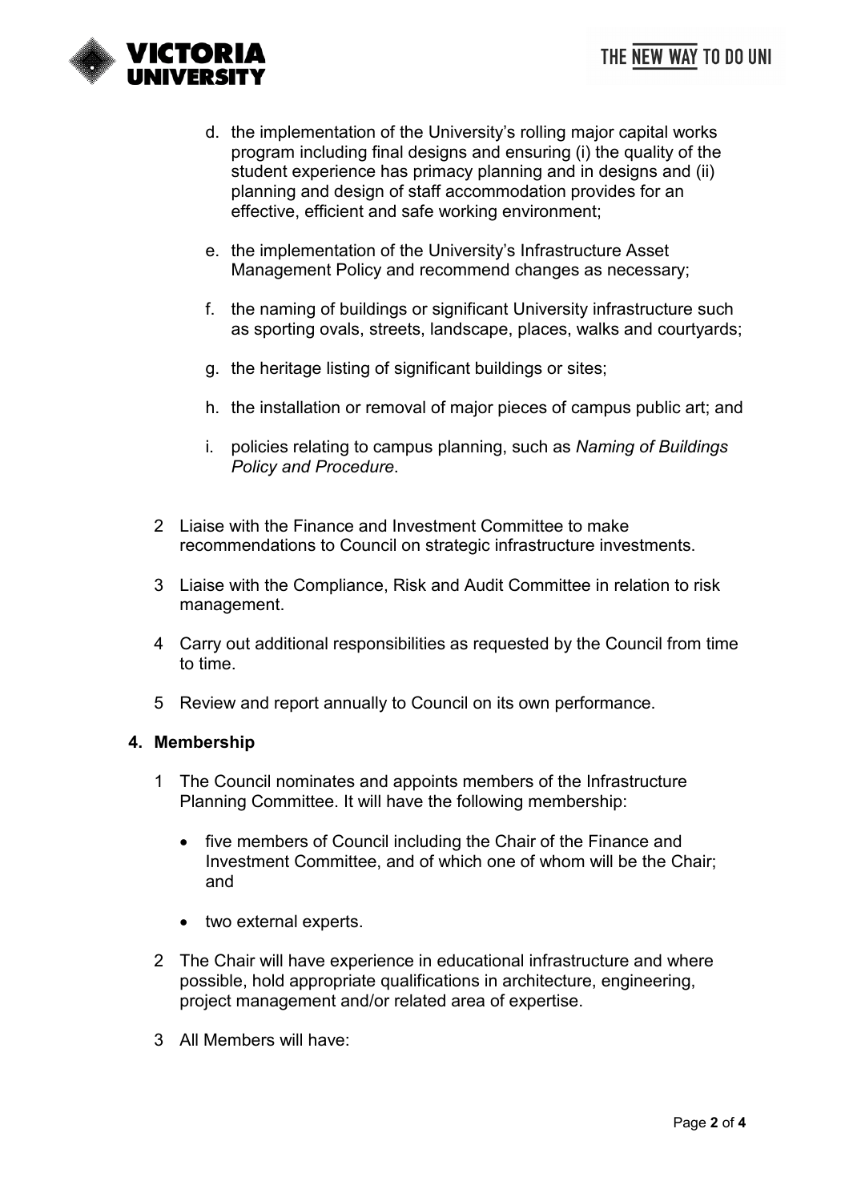d. the implementation of the University's rolling major capital works program including final designs and ensuring (i) the quality of the student experience has primacy planning and in designs and (ii) planning and design of staff accommodation provides for an effective, efficient and safe working environment;

e. the implementation of the University's Infrastructure Asset Management Policy and recommend changes as necessary;

f. the naming of buildings or significant University infrastructure such as sporting ovals, streets, landscape, places, walks and courtyards;

g. the heritage listing of significant buildings or sites;

h. the installation or removal of major pieces of campus public art; and

i. policies relating to campus planning, such as *Naming of Buildings Policy and Procedure*.

2 Liaise with the Finance and Investment Committee to make recommendations to Council on strategic infrastructure investments.

3 Liaise with the Compliance, Risk and Audit Committee in relation to risk management.

4 Carry out additional responsibilities as requested by the Council from time to time.

5 Review and report annually to Council on its own performance.

## 4. Membership

1 The Council nominates and appoints members of the Infrastructure Planning Committee. It will have the following membership:

- five members of Council including the Chair of the Finance and Investment Committee, and of which one of whom will be the Chair; and
- two external experts.

2 The Chair will have experience in educational infrastructure and where possible, hold appropriate qualifications in architecture, engineering, project management and/or related area of expertise.

3 All Members will have: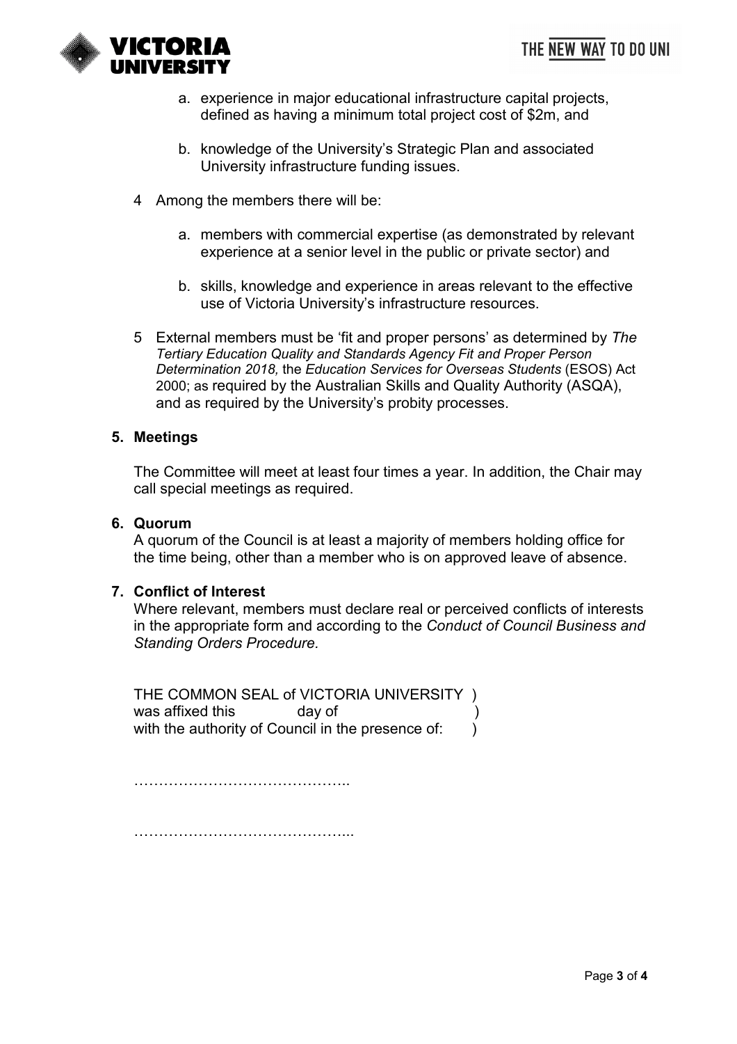a. experience in major educational infrastructure capital projects, defined as having a minimum total project cost of $2m, and

b. knowledge of the University's Strategic Plan and associated University infrastructure funding issues.

4 Among the members there will be:

a. members with commercial expertise (as demonstrated by relevant experience at a senior level in the public or private sector) and

b. skills, knowledge and experience in areas relevant to the effective use of Victoria University's infrastructure resources.

5 External members must be 'fit and proper persons' as determined by *The Tertiary Education Quality and Standards Agency Fit and Proper Person Determination 2018,* the *Education Services for Overseas Students* (ESOS) Act 2000; as required by the Australian Skills and Quality Authority (ASQA), and as required by the University's probity processes.

## 5. Meetings

The Committee will meet at least four times a year. In addition, the Chair may call special meetings as required.

## 6. Quorum

A quorum of the Council is at least a majority of members holding office for the time being, other than a member who is on approved leave of absence.

## 7. Conflict of Interest

Where relevant, members must declare real or perceived conflicts of interests in the appropriate form and according to the *Conduct of Council Business and Standing Orders Procedure.*

THE COMMON SEAL of VICTORIA UNIVERSITY )
was affixed this day of )
with the authority of Council in the presence of: )

……………………………………..

……………………………………...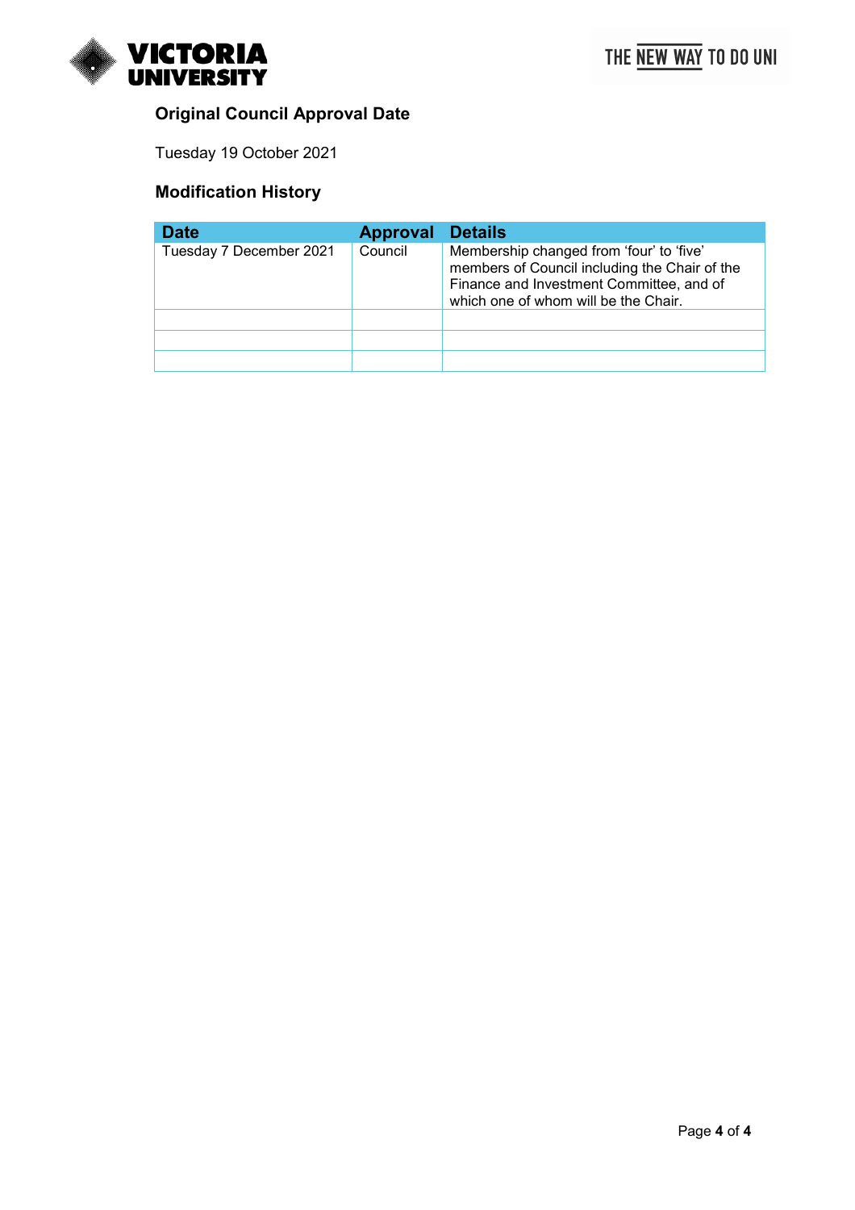## Original Council Approval Date

Tuesday 19 October 2021

## Modification History

| Date | Approval | Details |
|---|---|---|
| Tuesday 7 December 2021 | Council | Membership changed from 'four' to 'five' members of Council including the Chair of the Finance and Investment Committee, and of which one of whom will be the Chair. |
| | | |
| | | |
| | | |